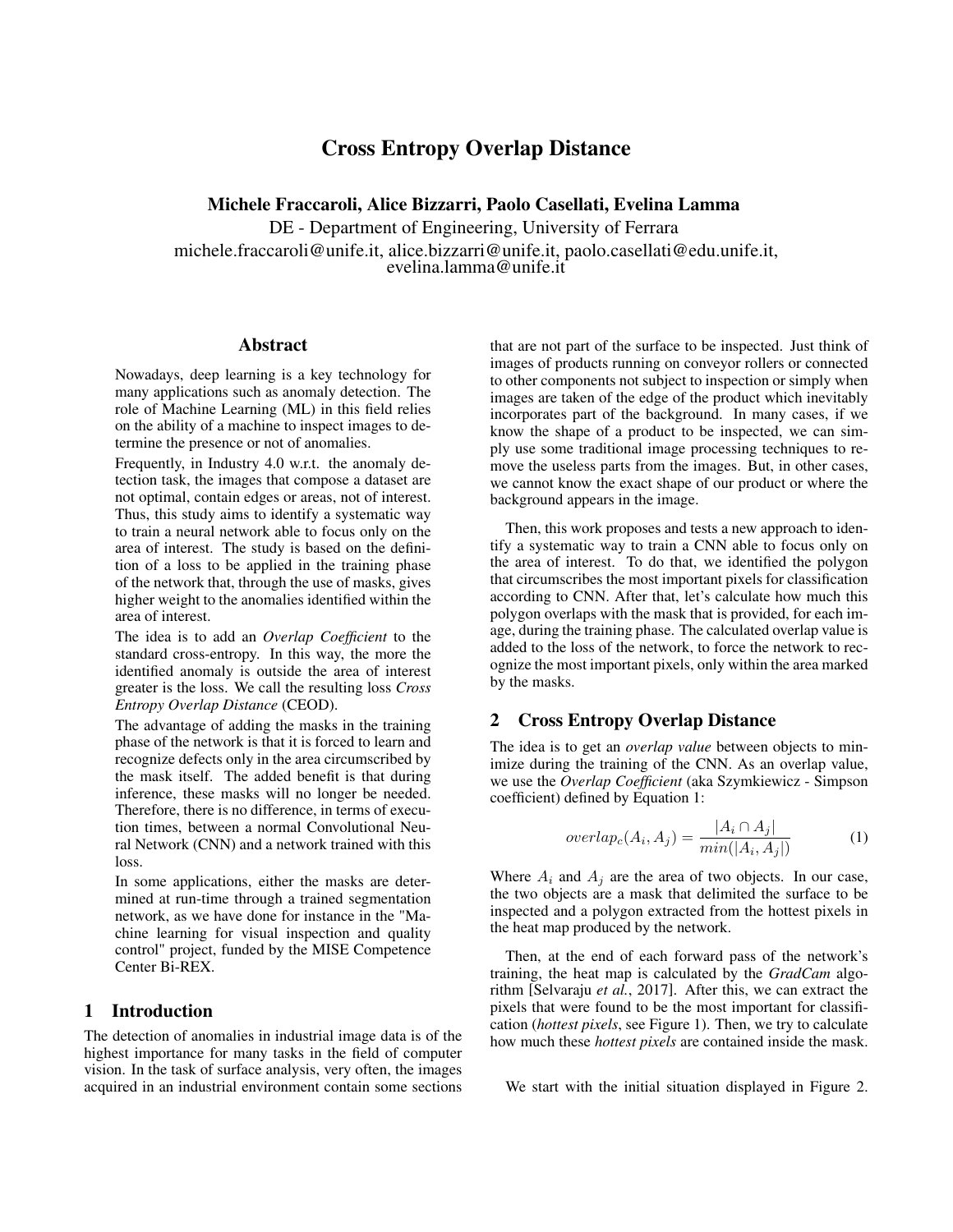# Cross Entropy Overlap Distance

**Michele Fraccaroli, Alice Bizzarri, Paolo Casellati, Evelina Lamma**

DE - Department of Engineering, University of Ferrara

michele.fraccaroli@unife.it, alice.bizzarri@unife.it, paolo.casellati@edu.unife.it, evelina.lamma@unife.it

## Abstract

Nowadays, deep learning is a key technology for many applications such as anomaly detection. The role of Machine Learning (ML) in this field relies on the ability of a machine to inspect images to determine the presence or not of anomalies.

Frequently, in Industry 4.0 w.r.t. the anomaly detection task, the images that compose a dataset are not optimal, contain edges or areas, not of interest. Thus, this study aims to identify a systematic way to train a neural network able to focus only on the area of interest. The study is based on the definition of a loss to be applied in the training phase of the network that, through the use of masks, gives higher weight to the anomalies identified within the area of interest.

The idea is to add an *Overlap Coefficient* to the standard cross-entropy. In this way, the more the identified anomaly is outside the area of interest greater is the loss. We call the resulting loss *Cross Entropy Overlap Distance* (CEOD).

The advantage of adding the masks in the training phase of the network is that it is forced to learn and recognize defects only in the area circumscribed by the mask itself. The added benefit is that during inference, these masks will no longer be needed. Therefore, there is no difference, in terms of execution times, between a normal Convolutional Neural Network (CNN) and a network trained with this loss.

In some applications, either the masks are determined at run-time through a trained segmentation network, as we have done for instance in the "Machine learning for visual inspection and quality control" project, funded by the MISE Competence Center Bi-REX.

## 1 Introduction

The detection of anomalies in industrial image data is of the highest importance for many tasks in the field of computer vision. In the task of surface analysis, very often, the images acquired in an industrial environment contain some sections that are not part of the surface to be inspected. Just think of images of products running on conveyor rollers or connected to other components not subject to inspection or simply when images are taken of the edge of the product which inevitably incorporates part of the background. In many cases, if we know the shape of a product to be inspected, we can simply use some traditional image processing techniques to remove the useless parts from the images. But, in other cases, we cannot know the exact shape of our product or where the background appears in the image.

Then, this work proposes and tests a new approach to identify a systematic way to train a CNN able to focus only on the area of interest. To do that, we identified the polygon that circumscribes the most important pixels for classification according to CNN. After that, let's calculate how much this polygon overlaps with the mask that is provided, for each image, during the training phase. The calculated overlap value is added to the loss of the network, to force the network to recognize the most important pixels, only within the area marked by the masks.

## 2 Cross Entropy Overlap Distance

The idea is to get an *overlap value* between objects to minimize during the training of the CNN. As an overlap value, we use the *Overlap Coefficient* (aka Szymkiewicz - Simpson coefficient) defined by Equation 1:

$$overlap_c(A_i, A_j) = \frac{|A_i \cap A_j|}{min(|A_i, A_j|)} \quad (1)$$

Where $A_i$ and $A_j$ are the area of two objects. In our case, the two objects are a mask that delimited the surface to be inspected and a polygon extracted from the hottest pixels in the heat map produced by the network.

Then, at the end of each forward pass of the network's training, the heat map is calculated by the *GradCam* algorithm [Selvaraju *et al.*, 2017]. After this, we can extract the pixels that were found to be the most important for classification (*hottest pixels*, see Figure 1). Then, we try to calculate how much these *hottest pixels* are contained inside the mask.

We start with the initial situation displayed in Figure 2.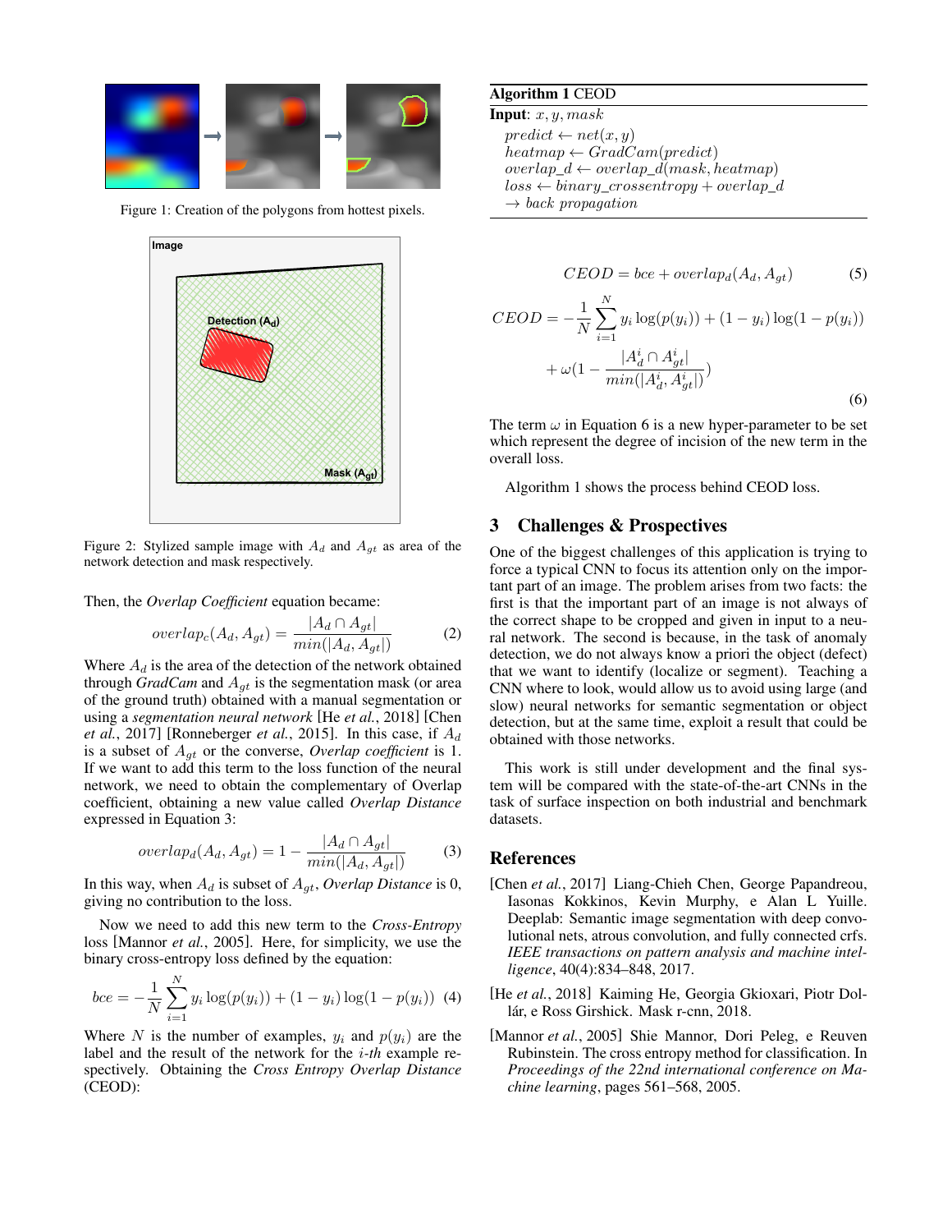Figure 1: Creation of the polygons from hottest pixels.

Figure 2: Stylized sample image with $A_d$ and $A_{gt}$ as area of the network detection and mask respectively.

Then, the *Overlap Coefficient* equation became:

$$overlap_c(A_d, A_{gt}) = \frac{|A_d \cap A_{gt}|}{min(|A_d, A_{gt}|)} \quad (2)$$

Where $A_d$ is the area of the detection of the network obtained through *GradCam* and $A_{gt}$ is the segmentation mask (or area of the ground truth) obtained with a manual segmentation or using a *segmentation neural network* [He *et al.*, 2018] [Chen *et al.*, 2017] [Ronneberger *et al.*, 2015]. In this case, if $A_d$ is a subset of $A_{gt}$ or the converse, *Overlap coefficient* is 1. If we want to add this term to the loss function of the neural network, we need to obtain the complementary of Overlap coefficient, obtaining a new value called *Overlap Distance* expressed in Equation 3:

$$overlap_d(A_d, A_{gt}) = 1 - \frac{|A_d \cap A_{gt}|}{min(|A_d, A_{gt}|)} \quad (3)$$

In this way, when $A_d$ is subset of $A_{gt}$, *Overlap Distance* is 0, giving no contribution to the loss.

Now we need to add this new term to the *Cross-Entropy* loss [Mannor *et al.*, 2005]. Here, for simplicity, we use the binary cross-entropy loss defined by the equation:

$$bce = -\frac{1}{N}\sum_{i=1}^{N} y_i \log(p(y_i)) + (1 - y_i)\log(1 - p(y_i)) \quad (4)$$

Where $N$ is the number of examples, $y_i$ and $p(y_i)$ are the label and the result of the network for the $i$-*th* example respectively. Obtaining the *Cross Entropy Overlap Distance* (CEOD):

**Algorithm 1** CEOD

**Input**: $x, y, mask$

$predict \leftarrow net(x, y)$
$heatmap \leftarrow GradCam(predict)$
$overlap\_d \leftarrow overlap\_d(mask, heatmap)$
$loss \leftarrow binary\_crossentropy + overlap\_d$
$\rightarrow back\ propagation$

$$CEOD = bce + overlap_d(A_d, A_{gt}) \quad (5)$$

$$CEOD = -\frac{1}{N}\sum_{i=1}^{N} y_i \log(p(y_i)) + (1 - y_i)\log(1 - p(y_i)) + \omega\left(1 - \frac{|A_d^i \cap A_{gt}^i|}{min(|A_d^i, A_{gt}^i|)}\right) \quad (6)$$

The term $\omega$ in Equation 6 is a new hyper-parameter to be set which represent the degree of incision of the new term in the overall loss.

Algorithm 1 shows the process behind CEOD loss.

## 3 Challenges & Prospectives

One of the biggest challenges of this application is trying to force a typical CNN to focus its attention only on the important part of an image. The problem arises from two facts: the first is that the important part of an image is not always of the correct shape to be cropped and given in input to a neural network. The second is because, in the task of anomaly detection, we do not always know a priori the object (defect) that we want to identify (localize or segment). Teaching a CNN where to look, would allow us to avoid using large (and slow) neural networks for semantic segmentation or object detection, but at the same time, exploit a result that could be obtained with those networks.

This work is still under development and the final system will be compared with the state-of-the-art CNNs in the task of surface inspection on both industrial and benchmark datasets.

## References

[Chen *et al.*, 2017] Liang-Chieh Chen, George Papandreou, Iasonas Kokkinos, Kevin Murphy, e Alan L Yuille. Deeplab: Semantic image segmentation with deep convolutional nets, atrous convolution, and fully connected crfs. *IEEE transactions on pattern analysis and machine intelligence*, 40(4):834–848, 2017.

[He *et al.*, 2018] Kaiming He, Georgia Gkioxari, Piotr Dollár, e Ross Girshick. Mask r-cnn, 2018.

[Mannor *et al.*, 2005] Shie Mannor, Dori Peleg, e Reuven Rubinstein. The cross entropy method for classification. In *Proceedings of the 22nd international conference on Machine learning*, pages 561–568, 2005.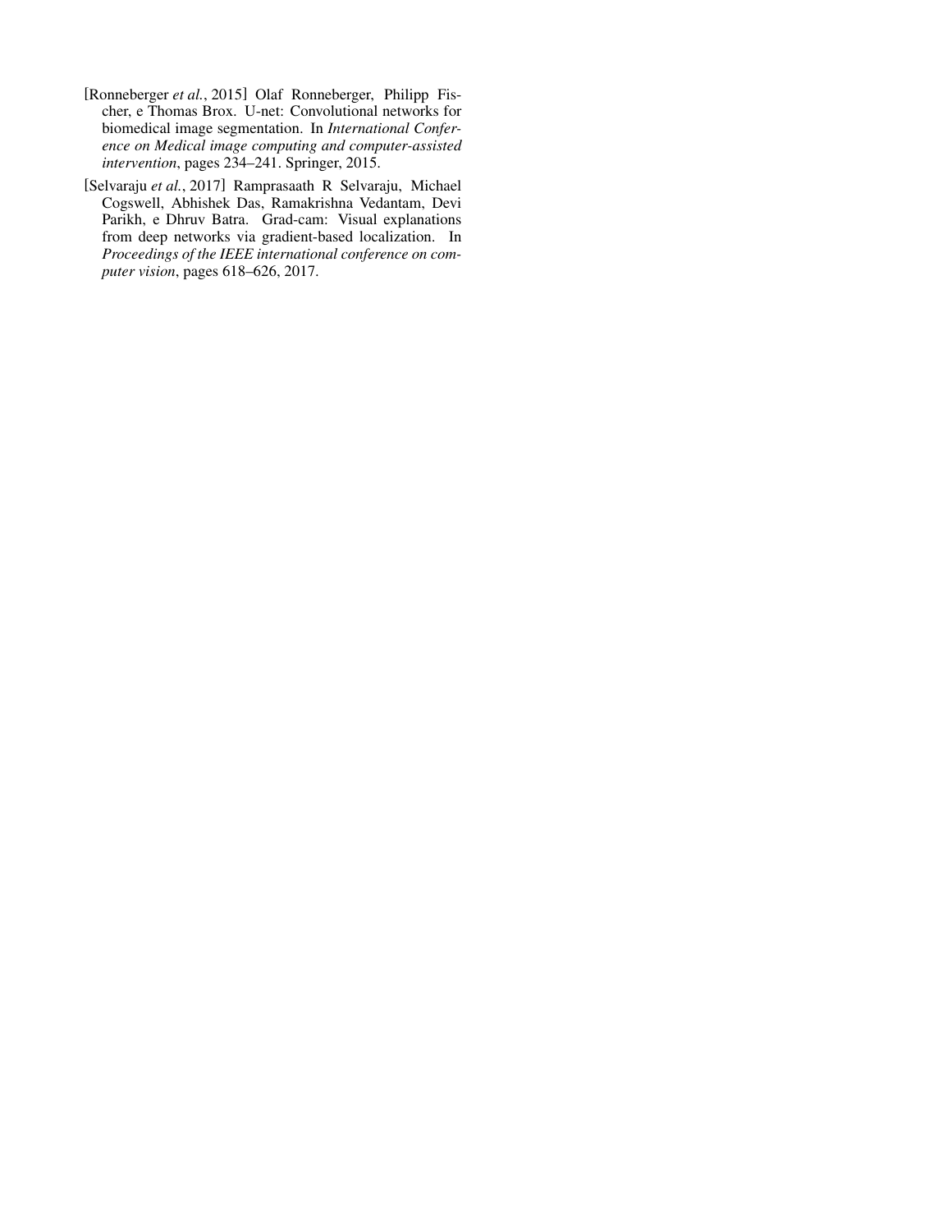[Ronneberger *et al.*, 2015] Olaf Ronneberger, Philipp Fischer, e Thomas Brox. U-net: Convolutional networks for biomedical image segmentation. In *International Conference on Medical image computing and computer-assisted intervention*, pages 234–241. Springer, 2015.

[Selvaraju *et al.*, 2017] Ramprasaath R Selvaraju, Michael Cogswell, Abhishek Das, Ramakrishna Vedantam, Devi Parikh, e Dhruv Batra. Grad-cam: Visual explanations from deep networks via gradient-based localization. In *Proceedings of the IEEE international conference on computer vision*, pages 618–626, 2017.